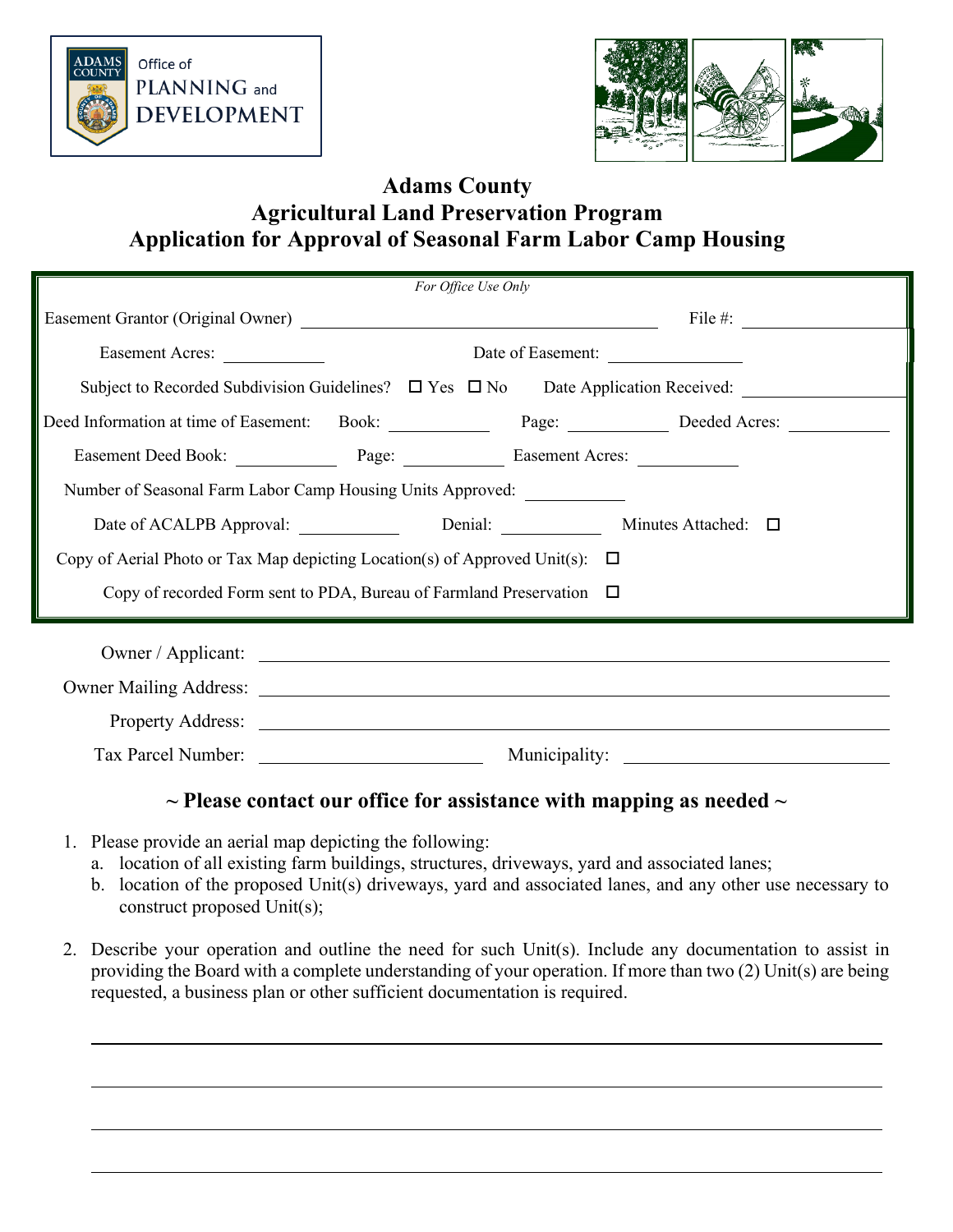Office of PLANNING and DEVELOPMENT

# Adams County
## Agricultural Land Preservation Program
## Application for Approval of Seasonal Farm Labor Camp Housing

*For Office Use Only*

Easement Grantor (Original Owner) ______________________________ File #: ____________

Easement Acres: ____________ Date of Easement: ______________

Subject to Recorded Subdivision Guidelines? ☐ Yes ☐ No Date Application Received: ______________

Deed Information at time of Easement: Book: ____________ Page: ____________ Deeded Acres: ____________

Easement Deed Book: ____________ Page: ____________ Easement Acres: ____________

Number of Seasonal Farm Labor Camp Housing Units Approved: ____________

Date of ACALPB Approval: ____________ Denial: ____________ Minutes Attached: ☐

Copy of Aerial Photo or Tax Map depicting Location(s) of Approved Unit(s): ☐

Copy of recorded Form sent to PDA, Bureau of Farmland Preservation ☐

Owner / Applicant: ______________________________________________

Owner Mailing Address: ______________________________________________

Property Address: ______________________________________________

Tax Parcel Number: ______________________ Municipality: ______________________

**~ Please contact our office for assistance with mapping as needed ~**

1. Please provide an aerial map depicting the following:
   a. location of all existing farm buildings, structures, driveways, yard and associated lanes;
   b. location of the proposed Unit(s) driveways, yard and associated lanes, and any other use necessary to construct proposed Unit(s);

2. Describe your operation and outline the need for such Unit(s). Include any documentation to assist in providing the Board with a complete understanding of your operation. If more than two (2) Unit(s) are being requested, a business plan or other sufficient documentation is required.

______________________________________________________________________

______________________________________________________________________

______________________________________________________________________

______________________________________________________________________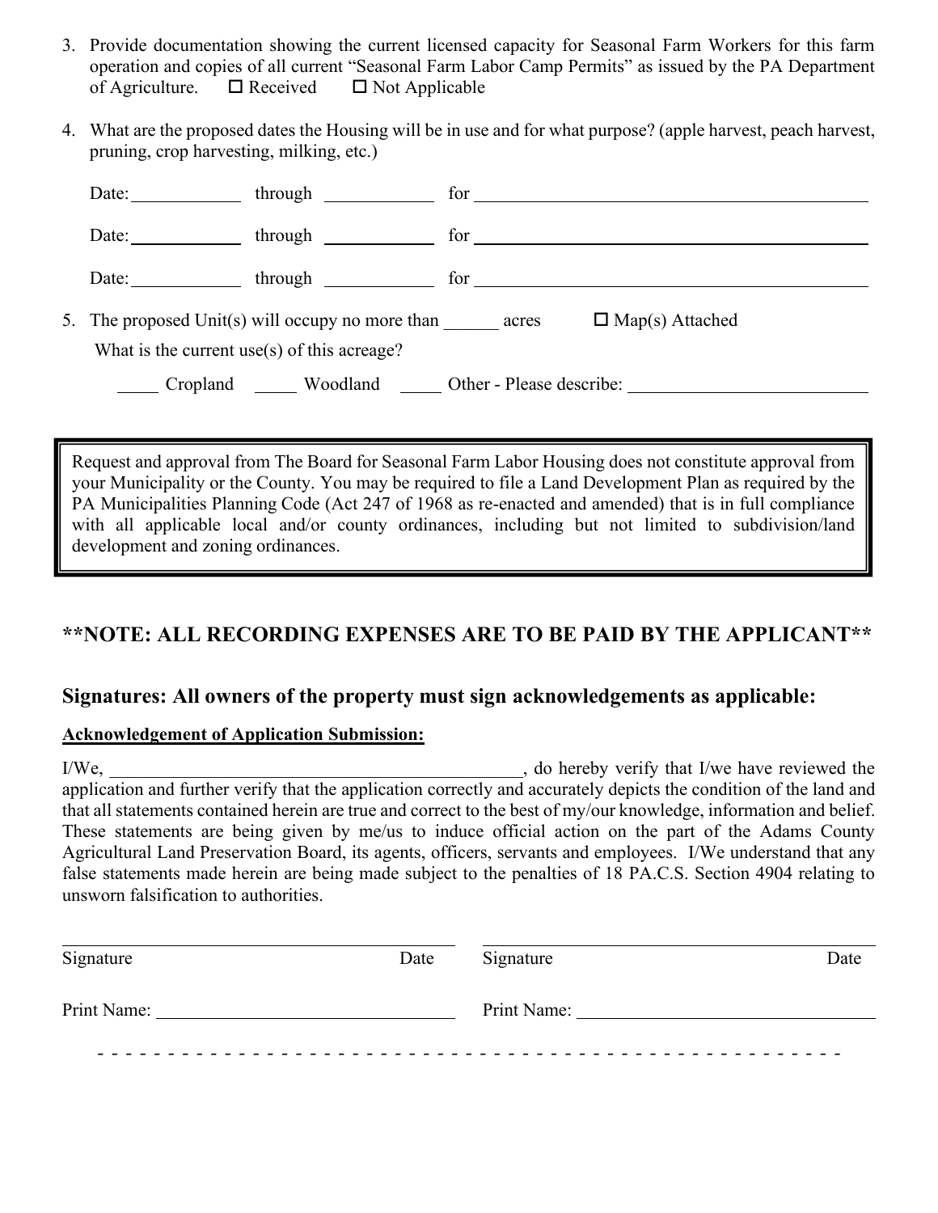3. Provide documentation showing the current licensed capacity for Seasonal Farm Workers for this farm operation and copies of all current "Seasonal Farm Labor Camp Permits" as issued by the PA Department of Agriculture. ☐ Received ☐ Not Applicable

4. What are the proposed dates the Housing will be in use and for what purpose? (apple harvest, peach harvest, pruning, crop harvesting, milking, etc.)

   Date: __________ through __________ for ________________________________

   Date: __________ through __________ for ________________________________

   Date: __________ through __________ for ________________________________

5. The proposed Unit(s) will occupy no more than ______ acres ☐ Map(s) Attached

   What is the current use(s) of this acreage?

   _____ Cropland _____ Woodland _____ Other - Please describe: ____________________

> Request and approval from The Board for Seasonal Farm Labor Housing does not constitute approval from your Municipality or the County. You may be required to file a Land Development Plan as required by the PA Municipalities Planning Code (Act 247 of 1968 as re-enacted and amended) that is in full compliance with all applicable local and/or county ordinances, including but not limited to subdivision/land development and zoning ordinances.

## **NOTE: ALL RECORDING EXPENSES ARE TO BE PAID BY THE APPLICANT**

## Signatures: All owners of the property must sign acknowledgements as applicable:

**Acknowledgement of Application Submission:**

I/We, ____________________________________, do hereby verify that I/we have reviewed the application and further verify that the application correctly and accurately depicts the condition of the land and that all statements contained herein are true and correct to the best of my/our knowledge, information and belief. These statements are being given by me/us to induce official action on the part of the Adams County Agricultural Land Preservation Board, its agents, officers, servants and employees. I/We understand that any false statements made herein are being made subject to the penalties of 18 PA.C.S. Section 4904 relating to unsworn falsification to authorities.

______________________________ ______________________________
Signature Date Signature Date

Print Name: ____________________ Print Name: ____________________

- - - - - - - - - - - - - - - - - - - - - - - - - - - - - - - - - - - - - - - - - - - - - - - -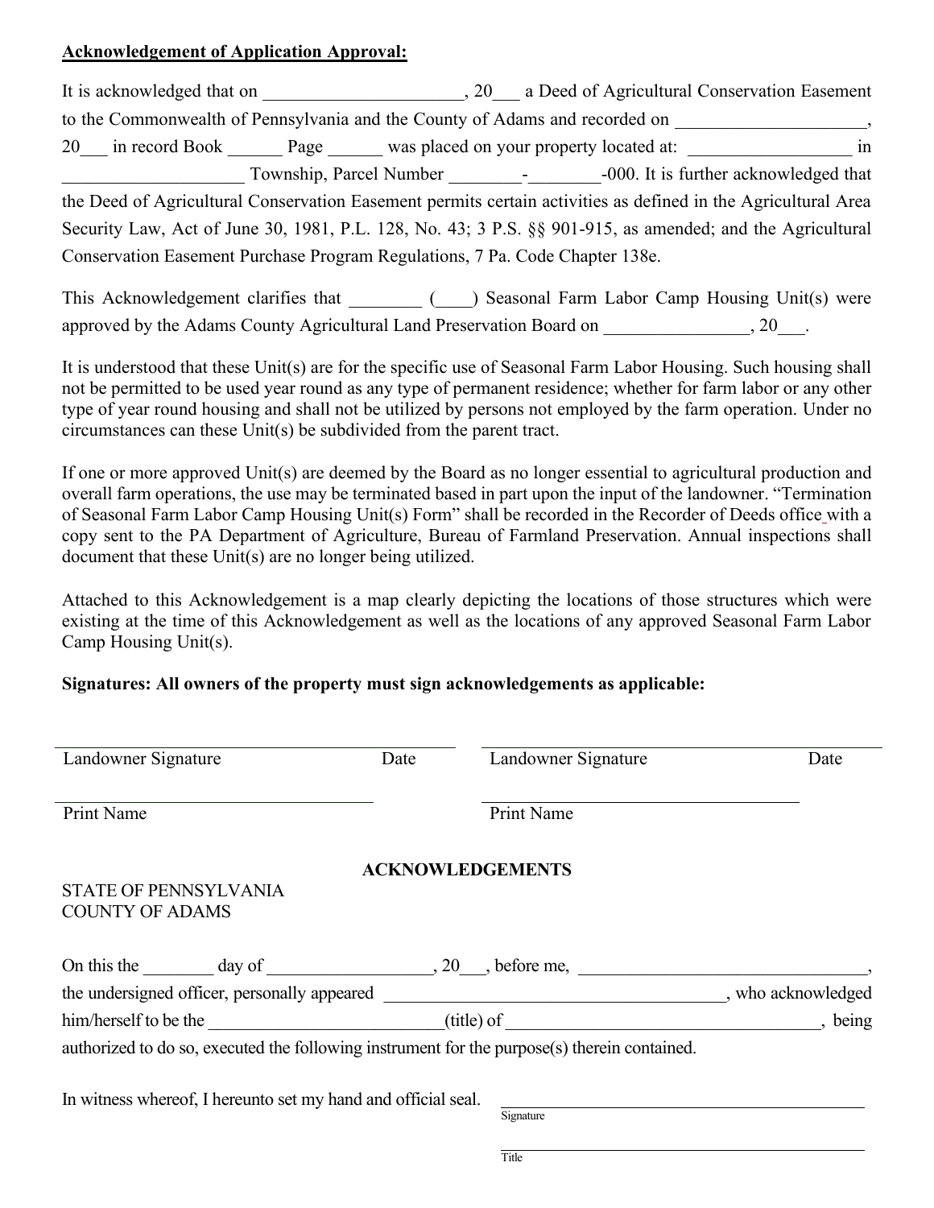**Acknowledgement of Application Approval:**

It is acknowledged that on ______________________, 20___ a Deed of Agricultural Conservation Easement to the Commonwealth of Pennsylvania and the County of Adams and recorded on _____________________, 20___ in record Book ______ Page ______ was placed on your property located at: __________________ in ____________________ Township, Parcel Number ________-________-000. It is further acknowledged that the Deed of Agricultural Conservation Easement permits certain activities as defined in the Agricultural Area Security Law, Act of June 30, 1981, P.L. 128, No. 43; 3 P.S. §§ 901-915, as amended; and the Agricultural Conservation Easement Purchase Program Regulations, 7 Pa. Code Chapter 138e.

This Acknowledgement clarifies that ________ (____) Seasonal Farm Labor Camp Housing Unit(s) were approved by the Adams County Agricultural Land Preservation Board on ________________, 20___.

It is understood that these Unit(s) are for the specific use of Seasonal Farm Labor Housing. Such housing shall not be permitted to be used year round as any type of permanent residence; whether for farm labor or any other type of year round housing and shall not be utilized by persons not employed by the farm operation. Under no circumstances can these Unit(s) be subdivided from the parent tract.

If one or more approved Unit(s) are deemed by the Board as no longer essential to agricultural production and overall farm operations, the use may be terminated based in part upon the input of the landowner. "Termination of Seasonal Farm Labor Camp Housing Unit(s) Form" shall be recorded in the Recorder of Deeds office with a copy sent to the PA Department of Agriculture, Bureau of Farmland Preservation. Annual inspections shall document that these Unit(s) are no longer being utilized.

Attached to this Acknowledgement is a map clearly depicting the locations of those structures which were existing at the time of this Acknowledgement as well as the locations of any approved Seasonal Farm Labor Camp Housing Unit(s).

**Signatures: All owners of the property must sign acknowledgements as applicable:**

_______________________________________ _______________________________________

Landowner Signature Date Landowner Signature Date

_______________________________________ _______________________________________

Print Name Print Name

**ACKNOWLEDGEMENTS**

STATE OF PENNSYLVANIA
COUNTY OF ADAMS

On this the ________ day of __________________, 20___, before me, ________________________________, the undersigned officer, personally appeared ______________________________________, who acknowledged him/herself to be the __________________________(title) of ___________________________________, being authorized to do so, executed the following instrument for the purpose(s) therein contained.

In witness whereof, I hereunto set my hand and official seal.

_______________________________________
Signature

_______________________________________
Title